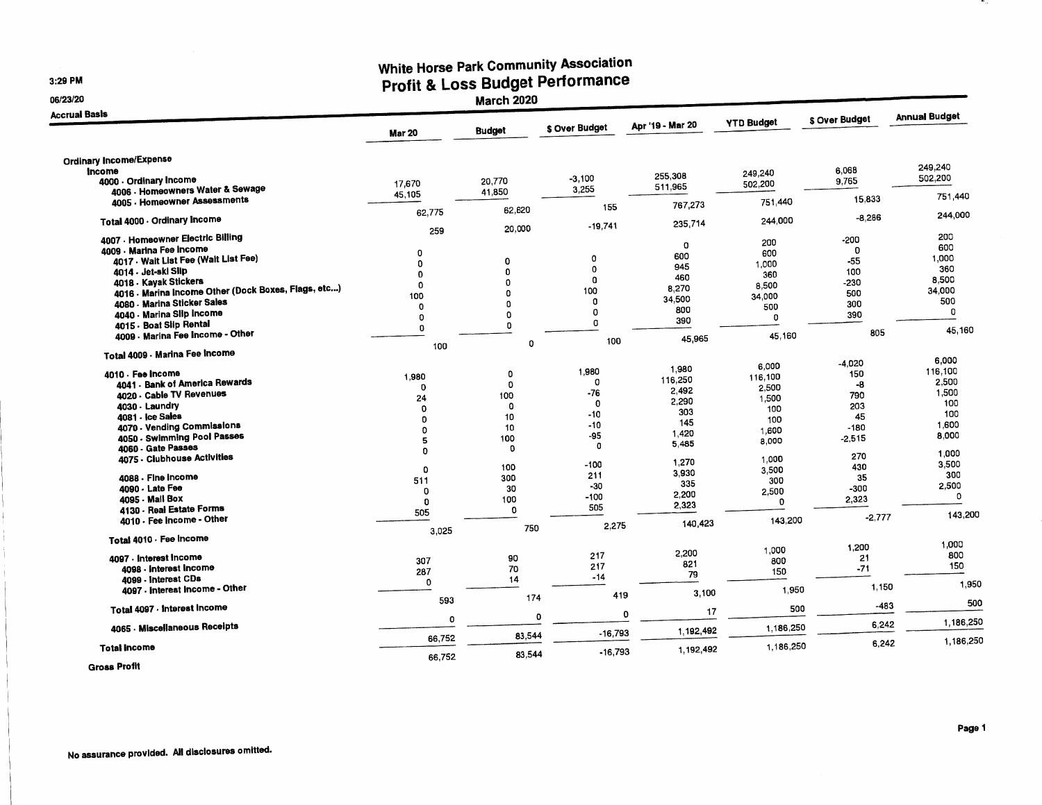3:29 PM

06/23/20

Accrual Basis

# White Horse Park Community Association

## Profit & Loss Budget Performance

### March 2020

| | Mar 20 | Budget | $ Over Budget | Apr '19 - Mar 20 | YTD Budget | $ Over Budget | Annual Budget |
|---|---|---|---|---|---|---|---|
| **Ordinary Income/Expense** | | | | | | | |
| **Income** | | | | | | | |
| **4000 · Ordinary Income** | | | | | | | |
| **4006 · Homeowners Water & Sewage** | 17,670 | 20,770 | -3,100 | 255,308 | 249,240 | 6,068 | 249,240 |
| **4005 · Homeowner Assessments** | 45,105 | 41,850 | 3,255 | 511,965 | 502,200 | 9,765 | 502,200 |
| **Total 4000 · Ordinary Income** | 62,775 | 62,620 | 155 | 767,273 | 751,440 | 15,833 | 751,440 |
| **4007 · Homeowner Electric Billing** | 259 | 20,000 | -19,741 | 235,714 | 244,000 | -8,286 | 244,000 |
| **4009 · Marina Fee Income** | | | | | | | |
| **4017 · Wait List Fee (Wait List Fee)** | 0 | 0 | 0 | 0 | 200 | -200 | 200 |
| **4014 · Jet-ski Slip** | 0 | 0 | 0 | 600 | 600 | 0 | 600 |
| **4018 · Kayak Stickers** | 0 | 0 | 0 | 945 | 1,000 | -55 | 1,000 |
| **4016 · Marina Income Other (Dock Boxes, Flags, etc...)** | 0 | 0 | 0 | 460 | 360 | 100 | 360 |
| **4080 · Marina Sticker Sales** | 100 | 0 | 100 | 8,270 | 8,500 | -230 | 8,500 |
| **4040 · Marina Slip Income** | 0 | 0 | 0 | 34,500 | 34,000 | 500 | 34,000 |
| **4015 · Boat Slip Rental** | 0 | 0 | 0 | 800 | 500 | 300 | 500 |
| **4009 · Marina Fee Income - Other** | 0 | 0 | 0 | 390 | 0 | 390 | 0 |
| **Total 4009 · Marina Fee Income** | 100 | 0 | 100 | 45,965 | 45,160 | 805 | 45,160 |
| **4010 · Fee Income** | | | | | | | |
| **4041 · Bank of America Rewards** | 1,980 | 0 | 1,980 | 1,980 | 6,000 | -4,020 | 6,000 |
| **4020 · Cable TV Revenues** | 0 | 0 | 0 | 116,250 | 116,100 | 150 | 116,100 |
| **4030 · Laundry** | 24 | 100 | -76 | 2,492 | 2,500 | -8 | 2,500 |
| **4081 · Ice Sales** | 0 | 0 | 0 | 2,290 | 1,500 | 790 | 1,500 |
| **4070 · Vending Commissions** | 0 | 10 | -10 | 303 | 100 | 203 | 100 |
| **4050 · Swimming Pool Passes** | 0 | 10 | -10 | 145 | 100 | 45 | 100 |
| **4060 · Gate Passes** | 5 | 100 | -95 | 1,420 | 1,600 | -180 | 1,600 |
| **4075 · Clubhouse Activities** | 0 | 0 | 0 | 5,485 | 8,000 | -2,515 | 8,000 |
| **4088 · Fine Income** | 0 | 100 | -100 | 1,270 | 1,000 | 270 | 1,000 |
| **4090 · Late Fee** | 511 | 300 | 211 | 3,930 | 3,500 | 430 | 3,500 |
| **4095 · Mail Box** | 0 | 30 | -30 | 335 | 300 | 35 | 300 |
| **4130 · Real Estate Forms** | 0 | 100 | -100 | 2,200 | 2,500 | -300 | 2,500 |
| **4010 · Fee Income - Other** | 505 | 0 | 505 | 2,323 | 0 | 2,323 | 0 |
| **Total 4010 · Fee Income** | 3,025 | 750 | 2,275 | 140,423 | 143,200 | -2,777 | 143,200 |
| **4097 · Interest Income** | | | | | | | |
| **4098 · Interest Income** | 307 | 90 | 217 | 2,200 | 1,000 | 1,200 | 1,000 |
| **4099 · Interest CDs** | 287 | 70 | 217 | 821 | 800 | 21 | 800 |
| **4097 · Interest Income - Other** | 0 | 14 | -14 | 79 | 150 | -71 | 150 |
| **Total 4097 · Interest Income** | 593 | 174 | 419 | 3,100 | 1,950 | 1,150 | 1,950 |
| **4065 · Miscellaneous Receipts** | 0 | 0 | 0 | 17 | 500 | -483 | 500 |
| **Total Income** | 66,752 | 83,544 | -16,793 | 1,192,492 | 1,186,250 | 6,242 | 1,186,250 |
| **Gross Profit** | 66,752 | 83,544 | -16,793 | 1,192,492 | 1,186,250 | 6,242 | 1,186,250 |

**No assurance provided. All disclosures omitted.**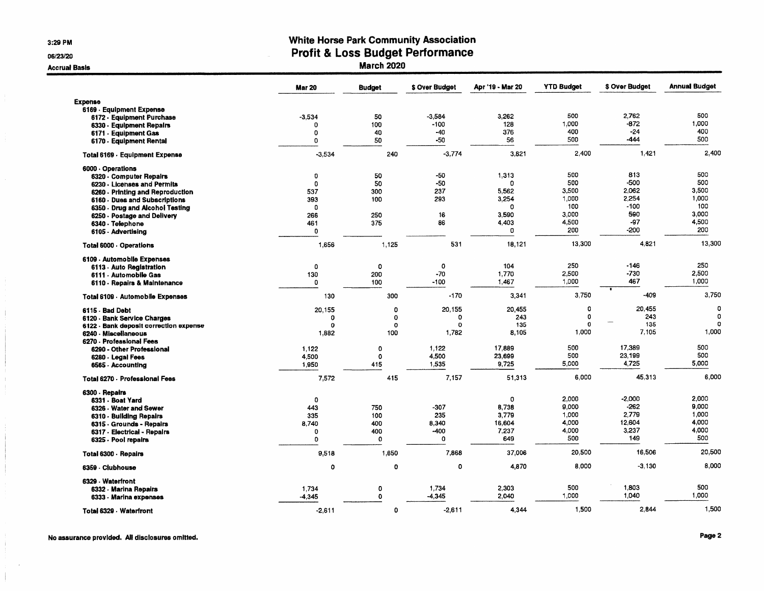# White Horse Park Community Association
## Profit & Loss Budget Performance
### March 2020

Accrual Basis

| | Mar 20 | Budget | $ Over Budget | Apr '19 - Mar 20 | YTD Budget | $ Over Budget | Annual Budget |
|---|---|---|---|---|---|---|---|
| **Expense** | | | | | | | |
| **6169 · Equipment Expense** | | | | | | | |
| **6172 · Equipment Purchase** | -3,534 | 50 | -3,584 | 3,262 | 500 | 2,762 | 500 |
| **6330 · Equipment Repairs** | 0 | 100 | -100 | 128 | 1,000 | -872 | 1,000 |
| **6171 · Equipment Gas** | 0 | 40 | -40 | 376 | 400 | -24 | 400 |
| **6170 · Equipment Rental** | 0 | 50 | -50 | 56 | 500 | -444 | 500 |
| **Total 6169 · Equipment Expense** | -3,534 | 240 | -3,774 | 3,821 | 2,400 | 1,421 | 2,400 |
| **6000 · Operations** | | | | | | | |
| **6320 · Computer Repairs** | 0 | 50 | -50 | 1,313 | 500 | 813 | 500 |
| **6230 · Licenses and Permits** | 0 | 50 | -50 | 0 | 500 | -500 | 500 |
| **6260 · Printing and Reproduction** | 537 | 300 | 237 | 5,562 | 3,500 | 2,062 | 3,500 |
| **6160 · Dues and Subscriptions** | 393 | 100 | 293 | 3,254 | 1,000 | 2,254 | 1,000 |
| **6350 · Drug and Alcohol Testing** | 0 | | | 0 | 100 | -100 | 100 |
| **6250 · Postage and Delivery** | 266 | 250 | 16 | 3,590 | 3,000 | 590 | 3,000 |
| **6340 · Telephone** | 461 | 375 | 86 | 4,403 | 4,500 | -97 | 4,500 |
| **6105 · Advertising** | 0 | | | 0 | 200 | -200 | 200 |
| **Total 6000 · Operations** | 1,656 | 1,125 | 531 | 18,121 | 13,300 | 4,821 | 13,300 |
| **6109 · Automobile Expenses** | | | | | | | |
| **6113 · Auto Registration** | 0 | 0 | 0 | 104 | 250 | -146 | 250 |
| **6111 · Automobile Gas** | 130 | 200 | -70 | 1,770 | 2,500 | -730 | 2,500 |
| **6110 · Repairs & Maintenance** | 0 | 100 | -100 | 1,467 | 1,000 | 467 | 1,000 |
| **Total 6109 · Automobile Expenses** | 130 | 300 | -170 | 3,341 | 3,750 | -409 | 3,750 |
| **6115 · Bad Debt** | 20,155 | 0 | 20,155 | 20,455 | 0 | 20,455 | 0 |
| **6120 · Bank Service Charges** | 0 | 0 | 0 | 243 | 0 | 243 | 0 |
| **6122 · Bank deposit correction expense** | 0 | 0 | 0 | 135 | 0 | 135 | 0 |
| **6240 · Miscellaneous** | 1,882 | 100 | 1,782 | 8,105 | 1,000 | 7,105 | 1,000 |
| **6270 · Professional Fees** | | | | | | | |
| **6290 · Other Professional** | 1,122 | 0 | 1,122 | 17,889 | 500 | 17,389 | 500 |
| **6280 · Legal Fees** | 4,500 | 0 | 4,500 | 23,699 | 500 | 23,199 | 500 |
| **6565 · Accounting** | 1,950 | 415 | 1,535 | 9,725 | 5,000 | 4,725 | 5,000 |
| **Total 6270 · Professional Fees** | 7,572 | 415 | 7,157 | 51,313 | 6,000 | 45,313 | 6,000 |
| **6300 · Repairs** | | | | | | | |
| **6331 · Boat Yard** | 0 | | | 0 | 2,000 | -2,000 | 2,000 |
| **6326 · Water and Sewer** | 443 | 750 | -307 | 8,738 | 9,000 | -262 | 9,000 |
| **6310 · Building Repairs** | 335 | 100 | 235 | 3,779 | 1,000 | 2,779 | 1,000 |
| **6315 · Grounds - Repairs** | 8,740 | 400 | 8,340 | 16,604 | 4,000 | 12,604 | 4,000 |
| **6317 · Electrical - Repairs** | 0 | 400 | -400 | 7,237 | 4,000 | 3,237 | 4,000 |
| **6325 · Pool repairs** | 0 | 0 | 0 | 649 | 500 | 149 | 500 |
| **Total 6300 · Repairs** | 9,518 | 1,650 | 7,868 | 37,006 | 20,500 | 16,506 | 20,500 |
| **6359 · Clubhouse** | 0 | 0 | 0 | 4,870 | 8,000 | -3,130 | 8,000 |
| **6329 · Waterfront** | | | | | | | |
| **6332 · Marina Repairs** | 1,734 | 0 | 1,734 | 2,303 | 500 | 1,803 | 500 |
| **6333 · Marina expenses** | -4,345 | 0 | -4,345 | 2,040 | 1,000 | 1,040 | 1,000 |
| **Total 6329 · Waterfront** | -2,611 | 0 | -2,611 | 4,344 | 1,500 | 2,844 | 1,500 |

**No assurance provided. All disclosures omitted.**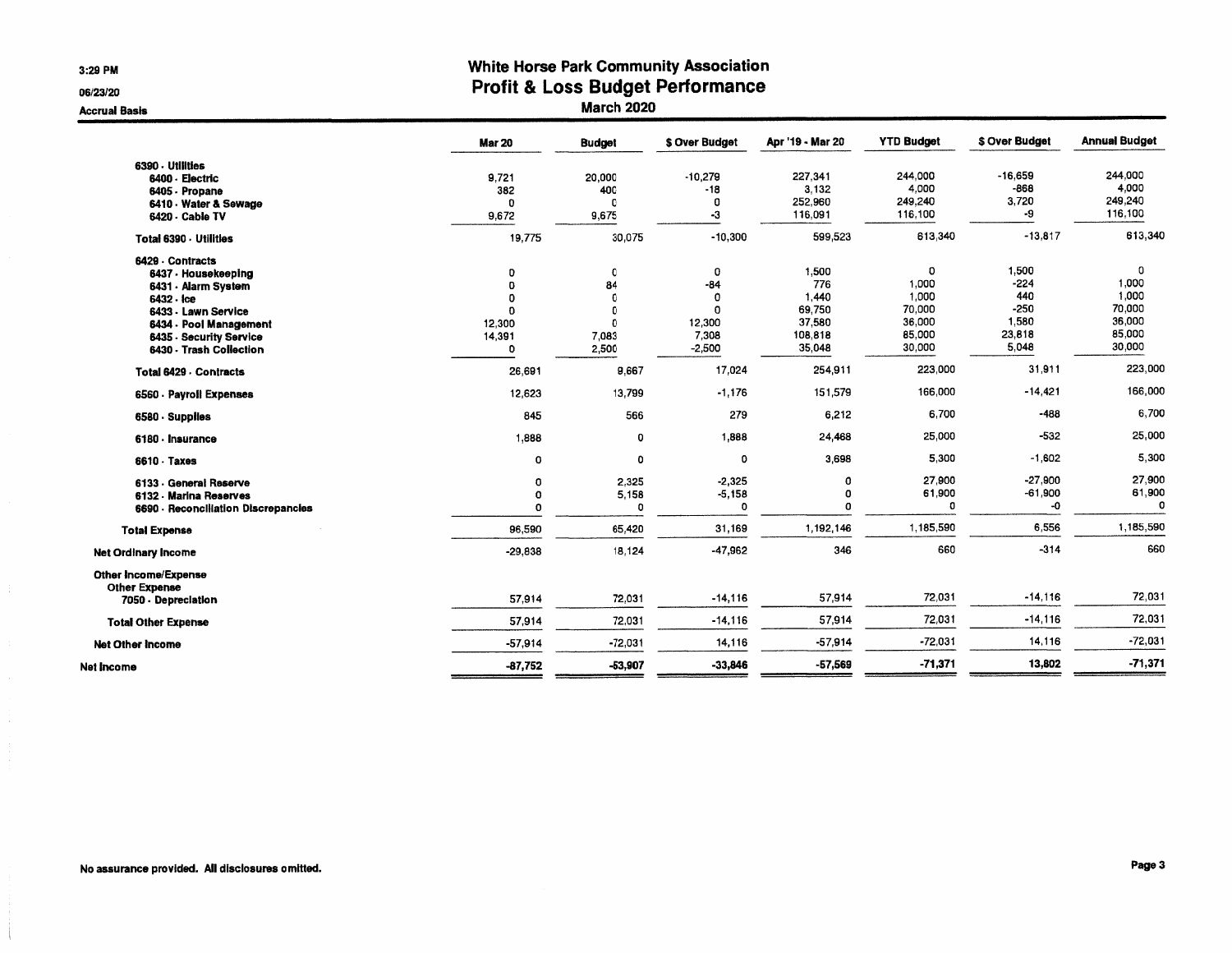3:29 PM

06/23/20

Accrual Basis

# White Horse Park Community Association
## Profit & Loss Budget Performance
### March 2020

| | Mar 20 | Budget | $ Over Budget | Apr '19 - Mar 20 | YTD Budget | $ Over Budget | Annual Budget |
|---|---|---|---|---|---|---|---|
| **6390 · Utilities** | | | | | | | |
| **6400 · Electric** | 9,721 | 20,000 | -10,279 | 227,341 | 244,000 | -16,659 | 244,000 |
| **6405 · Propane** | 382 | 400 | -18 | 3,132 | 4,000 | -868 | 4,000 |
| **6410 · Water & Sewage** | 0 | 0 | 0 | 252,960 | 249,240 | 3,720 | 249,240 |
| **6420 · Cable TV** | 9,672 | 9,675 | -3 | 116,091 | 116,100 | -9 | 116,100 |
| **Total 6390 · Utilities** | 19,775 | 30,075 | -10,300 | 599,523 | 613,340 | -13,817 | 613,340 |
| **6429 · Contracts** | | | | | | | |
| **6437 · Housekeeping** | 0 | 0 | 0 | 1,500 | 0 | 1,500 | 0 |
| **6431 · Alarm System** | 0 | 84 | -84 | 776 | 1,000 | -224 | 1,000 |
| **6432 · Ice** | 0 | 0 | 0 | 1,440 | 1,000 | 440 | 1,000 |
| **6433 · Lawn Service** | 0 | 0 | 0 | 69,750 | 70,000 | -250 | 70,000 |
| **6434 · Pool Management** | 12,300 | 0 | 12,300 | 37,580 | 36,000 | 1,580 | 36,000 |
| **6435 · Security Service** | 14,391 | 7,083 | 7,308 | 108,818 | 85,000 | 23,818 | 85,000 |
| **6430 · Trash Collection** | 0 | 2,500 | -2,500 | 35,048 | 30,000 | 5,048 | 30,000 |
| **Total 6429 · Contracts** | 26,691 | 9,667 | 17,024 | 254,911 | 223,000 | 31,911 | 223,000 |
| **6560 · Payroll Expenses** | 12,623 | 13,799 | -1,176 | 151,579 | 166,000 | -14,421 | 166,000 |
| **6580 · Supplies** | 845 | 566 | 279 | 6,212 | 6,700 | -488 | 6,700 |
| **6180 · Insurance** | 1,888 | 0 | 1,888 | 24,468 | 25,000 | -532 | 25,000 |
| **6610 · Taxes** | 0 | 0 | 0 | 3,698 | 5,300 | -1,602 | 5,300 |
| **6133 · General Reserve** | 0 | 2,325 | -2,325 | 0 | 27,900 | -27,900 | 27,900 |
| **6132 · Marina Reserves** | 0 | 5,158 | -5,158 | 0 | 61,900 | -61,900 | 61,900 |
| **6690 · Reconciliation Discrepancies** | 0 | 0 | 0 | 0 | 0 | -0 | 0 |
| **Total Expense** | 96,590 | 65,420 | 31,169 | 1,192,146 | 1,185,590 | 6,556 | 1,185,590 |
| **Net Ordinary Income** | -29,838 | 18,124 | -47,962 | 346 | 660 | -314 | 660 |
| **Other Income/Expense** | | | | | | | |
| **Other Expense** | | | | | | | |
| **7050 · Depreciation** | 57,914 | 72,031 | -14,116 | 57,914 | 72,031 | -14,116 | 72,031 |
| **Total Other Expense** | 57,914 | 72,031 | -14,116 | 57,914 | 72,031 | -14,116 | 72,031 |
| **Net Other Income** | -57,914 | -72,031 | 14,116 | -57,914 | -72,031 | 14,116 | -72,031 |
| **Net Income** | **-87,752** | **-53,907** | **-33,846** | **-57,569** | **-71,371** | **13,802** | **-71,371** |

**No assurance provided. All disclosures omitted.**